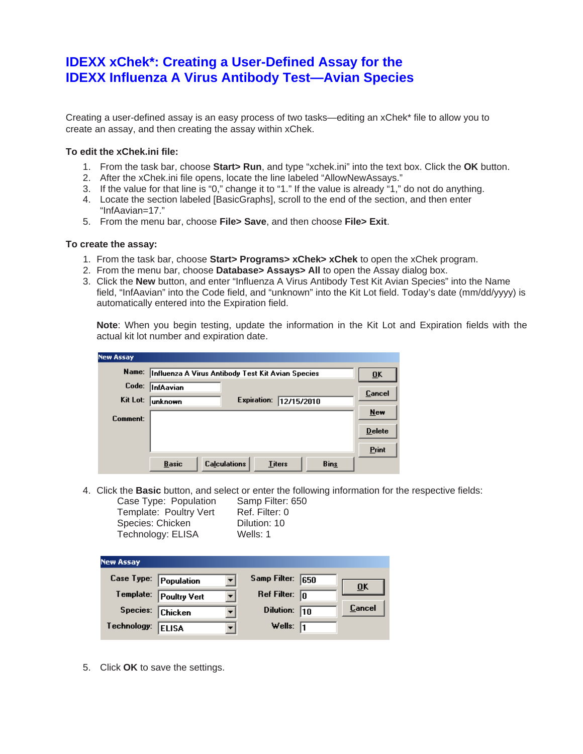# IDEXX xChek*: Creating a User-Defined Assay for the IDEXX Influenza A Virus Antibody Test—Avian Species

Creating a user-defined assay is an easy process of two tasks—editing an xChek* file to allow you to create an assay, and then creating the assay within xChek.

**To edit the xChek.ini file:**

1. From the task bar, choose **Start> Run**, and type "xchek.ini" into the text box. Click the **OK** button.
2. After the xChek.ini file opens, locate the line labeled "AllowNewAssays."
3. If the value for that line is "0," change it to "1." If the value is already "1," do not do anything.
4. Locate the section labeled [BasicGraphs], scroll to the end of the section, and then enter "InfAavian=17."
5. From the menu bar, choose **File> Save**, and then choose **File> Exit**.

**To create the assay:**

1. From the task bar, choose **Start> Programs> xChek> xChek** to open the xChek program.
2. From the menu bar, choose **Database> Assays> All** to open the Assay dialog box.
3. Click the **New** button, and enter "Influenza A Virus Antibody Test Kit Avian Species" into the Name field, "InfAavian" into the Code field, and "unknown" into the Kit Lot field. Today's date (mm/dd/yyyy) is automatically entered into the Expiration field.

   **Note**: When you begin testing, update the information in the Kit Lot and Expiration fields with the actual kit lot number and expiration date.

   New Assay

   Name: Influenza A Virus Antibody Test Kit Avian Species
   Code: InfAavian
   Kit Lot: unknown  Expiration: 12/15/2010
   Comment:

   OK | Cancel | New | Delete | Print
   Basic | Calculations | Titers | Bins

4. Click the **Basic** button, and select or enter the following information for the respective fields:

   | | |
   |---|---|
   | Case Type: Population | Samp Filter: 650 |
   | Template: Poultry Vert | Ref. Filter: 0 |
   | Species: Chicken | Dilution: 10 |
   | Technology: ELISA | Wells: 1 |

   New Assay

   | | | | |
   |---|---|---|---|
   | Case Type: | Population | Samp Filter: | 650 |
   | Template: | Poultry Vert | Ref Filter: | 0 |
   | Species: | Chicken | Dilution: | 10 |
   | Technology: | ELISA | Wells: | 1 |

   OK | Cancel

5. Click **OK** to save the settings.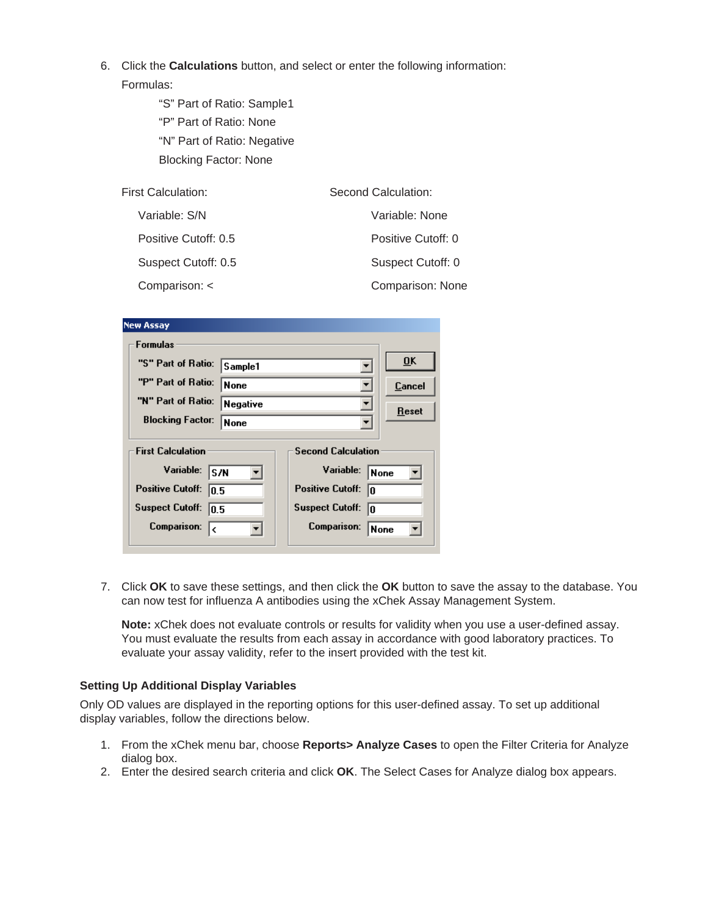6. Click the **Calculations** button, and select or enter the following information:

   Formulas:

   "S" Part of Ratio: Sample1

   "P" Part of Ratio: None

   "N" Part of Ratio: Negative

   Blocking Factor: None

   | First Calculation: | Second Calculation: |
   |---|---|
   | Variable: S/N | Variable: None |
   | Positive Cutoff: 0.5 | Positive Cutoff: 0 |
   | Suspect Cutoff: 0.5 | Suspect Cutoff: 0 |
   | Comparison: < | Comparison: None |

7. Click **OK** to save these settings, and then click the **OK** button to save the assay to the database. You can now test for influenza A antibodies using the xChek Assay Management System.

   **Note:** xChek does not evaluate controls or results for validity when you use a user-defined assay. You must evaluate the results from each assay in accordance with good laboratory practices. To evaluate your assay validity, refer to the insert provided with the test kit.

### Setting Up Additional Display Variables

Only OD values are displayed in the reporting options for this user-defined assay. To set up additional display variables, follow the directions below.

1. From the xChek menu bar, choose **Reports> Analyze Cases** to open the Filter Criteria for Analyze dialog box.
2. Enter the desired search criteria and click **OK**. The Select Cases for Analyze dialog box appears.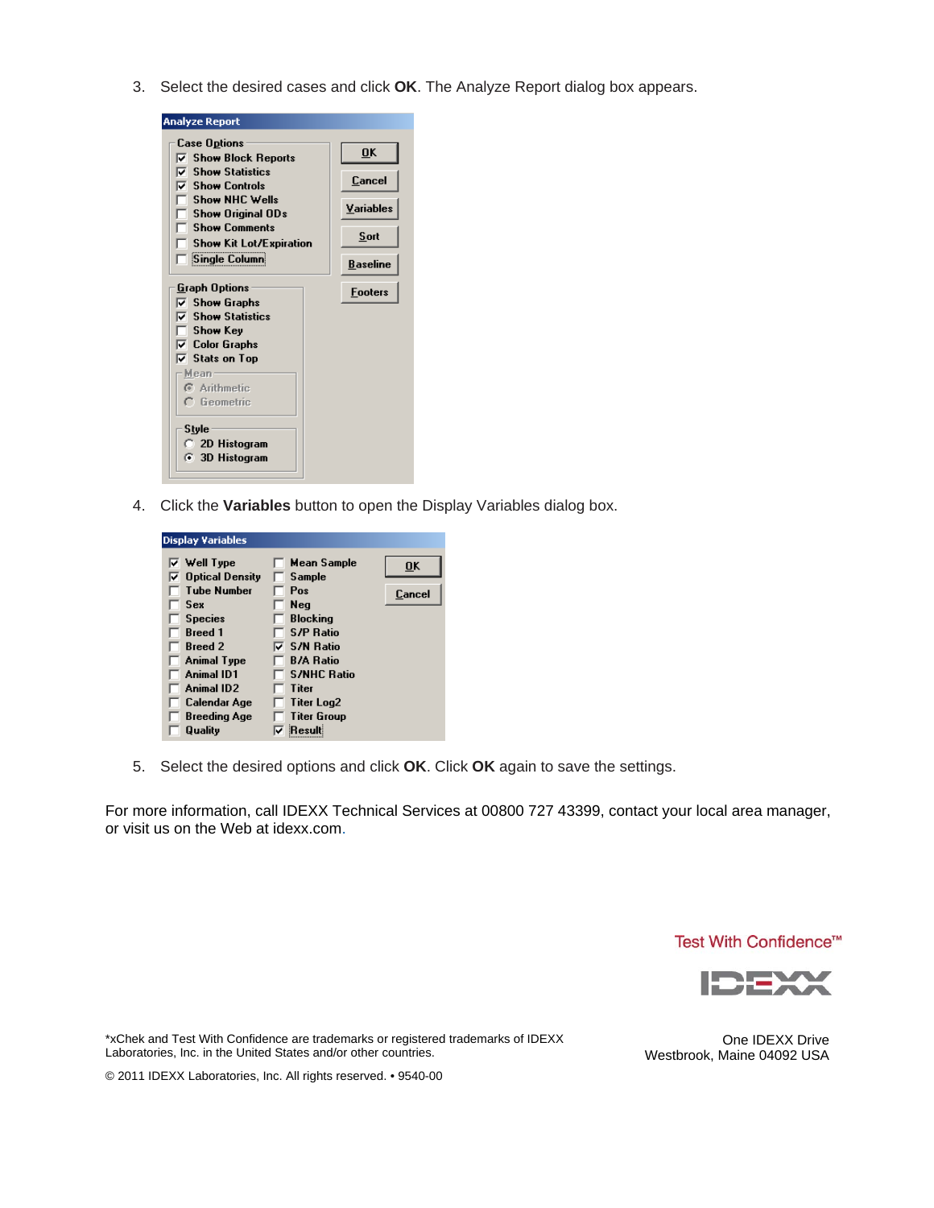3. Select the desired cases and click **OK**. The Analyze Report dialog box appears.

Analyze Report

Case Options
- [x] Show Block Reports
- [x] Show Statistics
- [x] Show Controls
- [ ] Show NHC Wells
- [ ] Show Original ODs
- [ ] Show Comments
- [ ] Show Kit Lot/Expiration
- [ ] Single Column

Graph Options
- [x] Show Graphs
- [x] Show Statistics
- [ ] Show Key
- [x] Color Graphs
- [x] Stats on Top

Mean
- Arithmetic
- Geometric

Style
- 2D Histogram
- 3D Histogram

OK
Cancel
Variables
Sort
Baseline
Footers

4. Click the **Variables** button to open the Display Variables dialog box.

Display Variables

- [x] Well Type
- [x] Optical Density
- [ ] Tube Number
- [ ] Sex
- [ ] Species
- [ ] Breed 1
- [ ] Breed 2
- [ ] Animal Type
- [ ] Animal ID1
- [ ] Animal ID2
- [ ] Calendar Age
- [ ] Breeding Age
- [ ] Quality
- [ ] Mean Sample
- [ ] Sample
- [ ] Pos
- [ ] Neg
- [ ] Blocking
- [ ] S/P Ratio
- [x] S/N Ratio
- [ ] B/A Ratio
- [ ] S/NHC Ratio
- [ ] Titer
- [ ] Titer Log2
- [ ] Titer Group
- [x] Result

OK
Cancel

5. Select the desired options and click **OK**. Click **OK** again to save the settings.

For more information, call IDEXX Technical Services at 00800 727 43399, contact your local area manager, or visit us on the Web at idexx.com.

Test With Confidence™

IDEXX

*xChek and Test With Confidence are trademarks or registered trademarks of IDEXX Laboratories, Inc. in the United States and/or other countries.

© 2011 IDEXX Laboratories, Inc. All rights reserved. • 9540-00

One IDEXX Drive
Westbrook, Maine 04092 USA